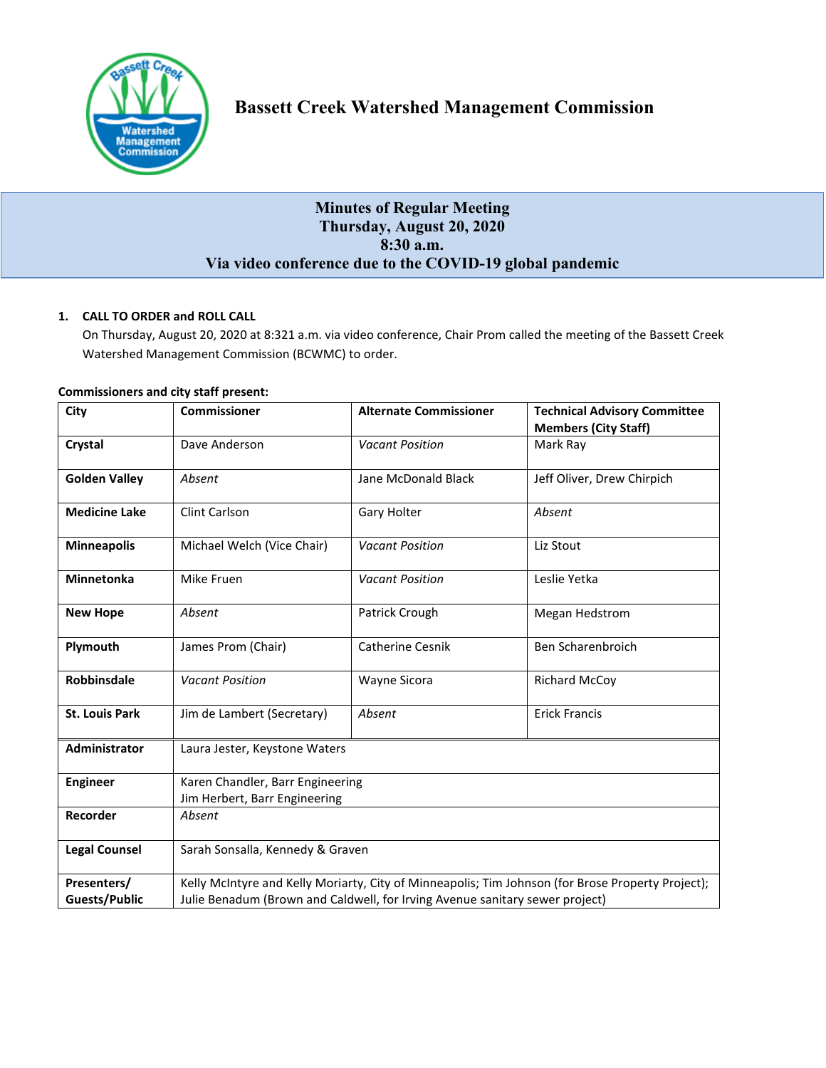# Bassett Creek Watershed Management Commission

## Minutes of Regular Meeting
## Thursday, August 20, 2020
## 8:30 a.m.
## Via video conference due to the COVID-19 global pandemic

**1. CALL TO ORDER and ROLL CALL**

On Thursday, August 20, 2020 at 8:321 a.m. via video conference, Chair Prom called the meeting of the Bassett Creek Watershed Management Commission (BCWMC) to order.

**Commissioners and city staff present:**

| City | Commissioner | Alternate Commissioner | Technical Advisory Committee Members (City Staff) |
|---|---|---|---|
| **Crystal** | Dave Anderson | *Vacant Position* | Mark Ray |
| **Golden Valley** | *Absent* | Jane McDonald Black | Jeff Oliver, Drew Chirpich |
| **Medicine Lake** | Clint Carlson | Gary Holter | *Absent* |
| **Minneapolis** | Michael Welch (Vice Chair) | *Vacant Position* | Liz Stout |
| **Minnetonka** | Mike Fruen | *Vacant Position* | Leslie Yetka |
| **New Hope** | *Absent* | Patrick Crough | Megan Hedstrom |
| **Plymouth** | James Prom (Chair) | Catherine Cesnik | Ben Scharenbroich |
| **Robbinsdale** | *Vacant Position* | Wayne Sicora | Richard McCoy |
| **St. Louis Park** | Jim de Lambert (Secretary) | *Absent* | Erick Francis |
| **Administrator** | Laura Jester, Keystone Waters | | |
| **Engineer** | Karen Chandler, Barr Engineering<br>Jim Herbert, Barr Engineering | | |
| **Recorder** | *Absent* | | |
| **Legal Counsel** | Sarah Sonsalla, Kennedy & Graven | | |
| **Presenters/ Guests/Public** | Kelly McIntyre and Kelly Moriarty, City of Minneapolis; Tim Johnson (for Brose Property Project); Julie Benadum (Brown and Caldwell, for Irving Avenue sanitary sewer project) | | |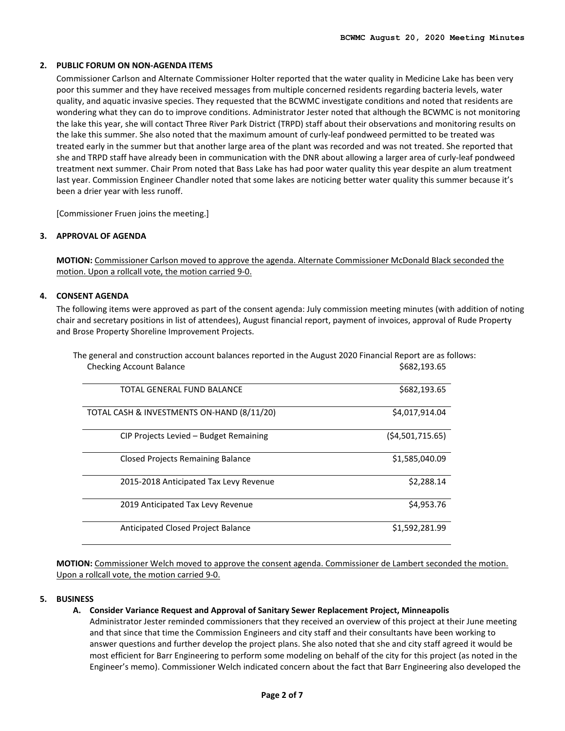**2. PUBLIC FORUM ON NON-AGENDA ITEMS**

Commissioner Carlson and Alternate Commissioner Holter reported that the water quality in Medicine Lake has been very poor this summer and they have received messages from multiple concerned residents regarding bacteria levels, water quality, and aquatic invasive species. They requested that the BCWMC investigate conditions and noted that residents are wondering what they can do to improve conditions. Administrator Jester noted that although the BCWMC is not monitoring the lake this year, she will contact Three River Park District (TRPD) staff about their observations and monitoring results on the lake this summer. She also noted that the maximum amount of curly-leaf pondweed permitted to be treated was treated early in the summer but that another large area of the plant was recorded and was not treated. She reported that she and TRPD staff have already been in communication with the DNR about allowing a larger area of curly-leaf pondweed treatment next summer. Chair Prom noted that Bass Lake has had poor water quality this year despite an alum treatment last year. Commission Engineer Chandler noted that some lakes are noticing better water quality this summer because it's been a drier year with less runoff.

[Commissioner Fruen joins the meeting.]

**3. APPROVAL OF AGENDA**

**MOTION:** Commissioner Carlson moved to approve the agenda. Alternate Commissioner McDonald Black seconded the motion. Upon a rollcall vote, the motion carried 9-0.

**4. CONSENT AGENDA**

The following items were approved as part of the consent agenda: July commission meeting minutes (with addition of noting chair and secretary positions in list of attendees), August financial report, payment of invoices, approval of Rude Property and Brose Property Shoreline Improvement Projects.

The general and construction account balances reported in the August 2020 Financial Report are as follows:

| | |
|---|---|
| Checking Account Balance | $682,193.65 |
| TOTAL GENERAL FUND BALANCE | $682,193.65 |
| TOTAL CASH & INVESTMENTS ON-HAND (8/11/20) | $4,017,914.04 |
| CIP Projects Levied – Budget Remaining | ($4,501,715.65) |
| Closed Projects Remaining Balance | $1,585,040.09 |
| 2015-2018 Anticipated Tax Levy Revenue | $2,288.14 |
| 2019 Anticipated Tax Levy Revenue | $4,953.76 |
| Anticipated Closed Project Balance | $1,592,281.99 |

**MOTION:** Commissioner Welch moved to approve the consent agenda. Commissioner de Lambert seconded the motion. Upon a rollcall vote, the motion carried 9-0.

**5. BUSINESS**

**A. Consider Variance Request and Approval of Sanitary Sewer Replacement Project, Minneapolis**

Administrator Jester reminded commissioners that they received an overview of this project at their June meeting and that since that time the Commission Engineers and city staff and their consultants have been working to answer questions and further develop the project plans. She also noted that she and city staff agreed it would be most efficient for Barr Engineering to perform some modeling on behalf of the city for this project (as noted in the Engineer's memo). Commissioner Welch indicated concern about the fact that Barr Engineering also developed the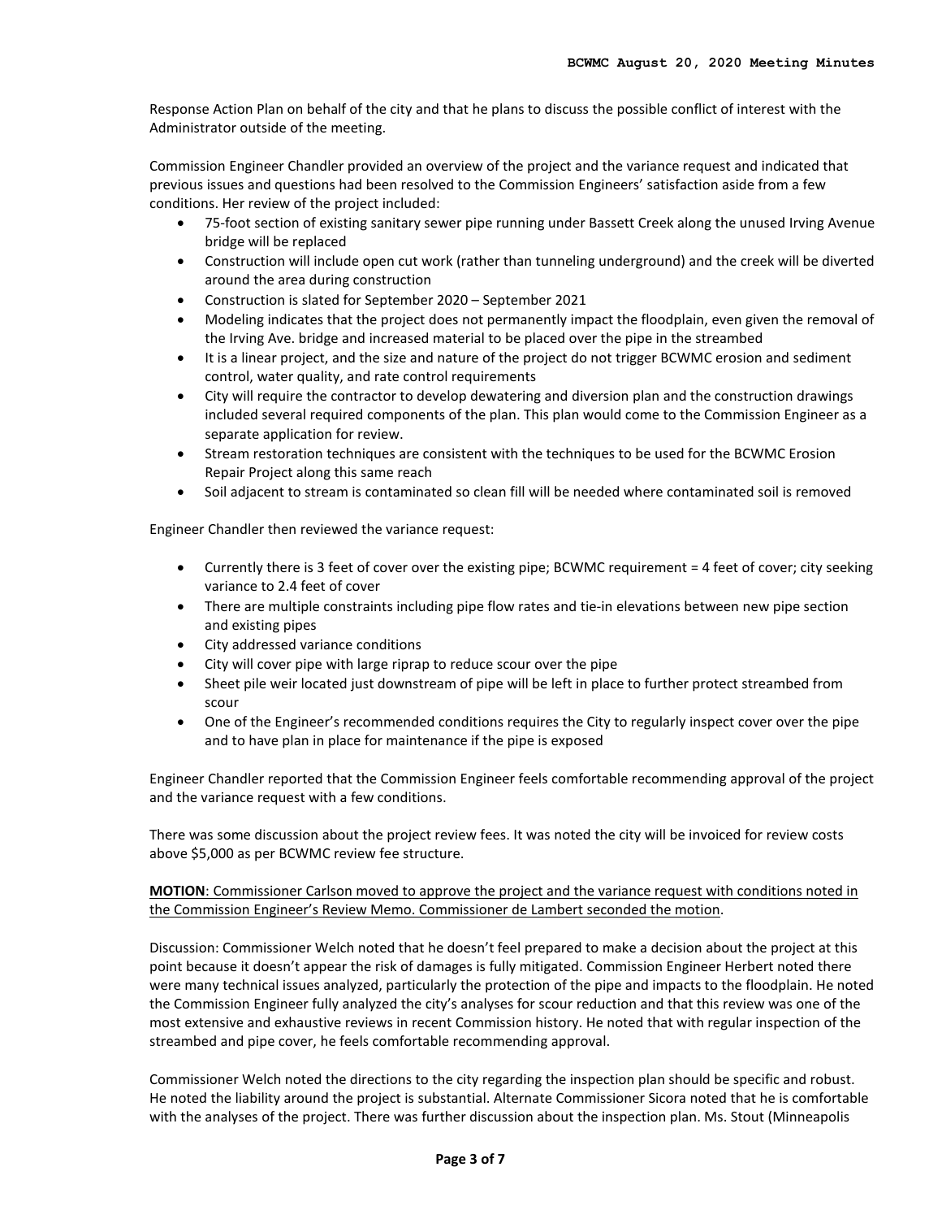Response Action Plan on behalf of the city and that he plans to discuss the possible conflict of interest with the Administrator outside of the meeting.

Commission Engineer Chandler provided an overview of the project and the variance request and indicated that previous issues and questions had been resolved to the Commission Engineers' satisfaction aside from a few conditions. Her review of the project included:

- 75-foot section of existing sanitary sewer pipe running under Bassett Creek along the unused Irving Avenue bridge will be replaced
- Construction will include open cut work (rather than tunneling underground) and the creek will be diverted around the area during construction
- Construction is slated for September 2020 – September 2021
- Modeling indicates that the project does not permanently impact the floodplain, even given the removal of the Irving Ave. bridge and increased material to be placed over the pipe in the streambed
- It is a linear project, and the size and nature of the project do not trigger BCWMC erosion and sediment control, water quality, and rate control requirements
- City will require the contractor to develop dewatering and diversion plan and the construction drawings included several required components of the plan. This plan would come to the Commission Engineer as a separate application for review.
- Stream restoration techniques are consistent with the techniques to be used for the BCWMC Erosion Repair Project along this same reach
- Soil adjacent to stream is contaminated so clean fill will be needed where contaminated soil is removed

Engineer Chandler then reviewed the variance request:

- Currently there is 3 feet of cover over the existing pipe; BCWMC requirement = 4 feet of cover; city seeking variance to 2.4 feet of cover
- There are multiple constraints including pipe flow rates and tie-in elevations between new pipe section and existing pipes
- City addressed variance conditions
- City will cover pipe with large riprap to reduce scour over the pipe
- Sheet pile weir located just downstream of pipe will be left in place to further protect streambed from scour
- One of the Engineer's recommended conditions requires the City to regularly inspect cover over the pipe and to have plan in place for maintenance if the pipe is exposed

Engineer Chandler reported that the Commission Engineer feels comfortable recommending approval of the project and the variance request with a few conditions.

There was some discussion about the project review fees. It was noted the city will be invoiced for review costs above $5,000 as per BCWMC review fee structure.

**MOTION**: Commissioner Carlson moved to approve the project and the variance request with conditions noted in the Commission Engineer's Review Memo. Commissioner de Lambert seconded the motion.

Discussion: Commissioner Welch noted that he doesn't feel prepared to make a decision about the project at this point because it doesn't appear the risk of damages is fully mitigated. Commission Engineer Herbert noted there were many technical issues analyzed, particularly the protection of the pipe and impacts to the floodplain. He noted the Commission Engineer fully analyzed the city's analyses for scour reduction and that this review was one of the most extensive and exhaustive reviews in recent Commission history. He noted that with regular inspection of the streambed and pipe cover, he feels comfortable recommending approval.

Commissioner Welch noted the directions to the city regarding the inspection plan should be specific and robust. He noted the liability around the project is substantial. Alternate Commissioner Sicora noted that he is comfortable with the analyses of the project. There was further discussion about the inspection plan. Ms. Stout (Minneapolis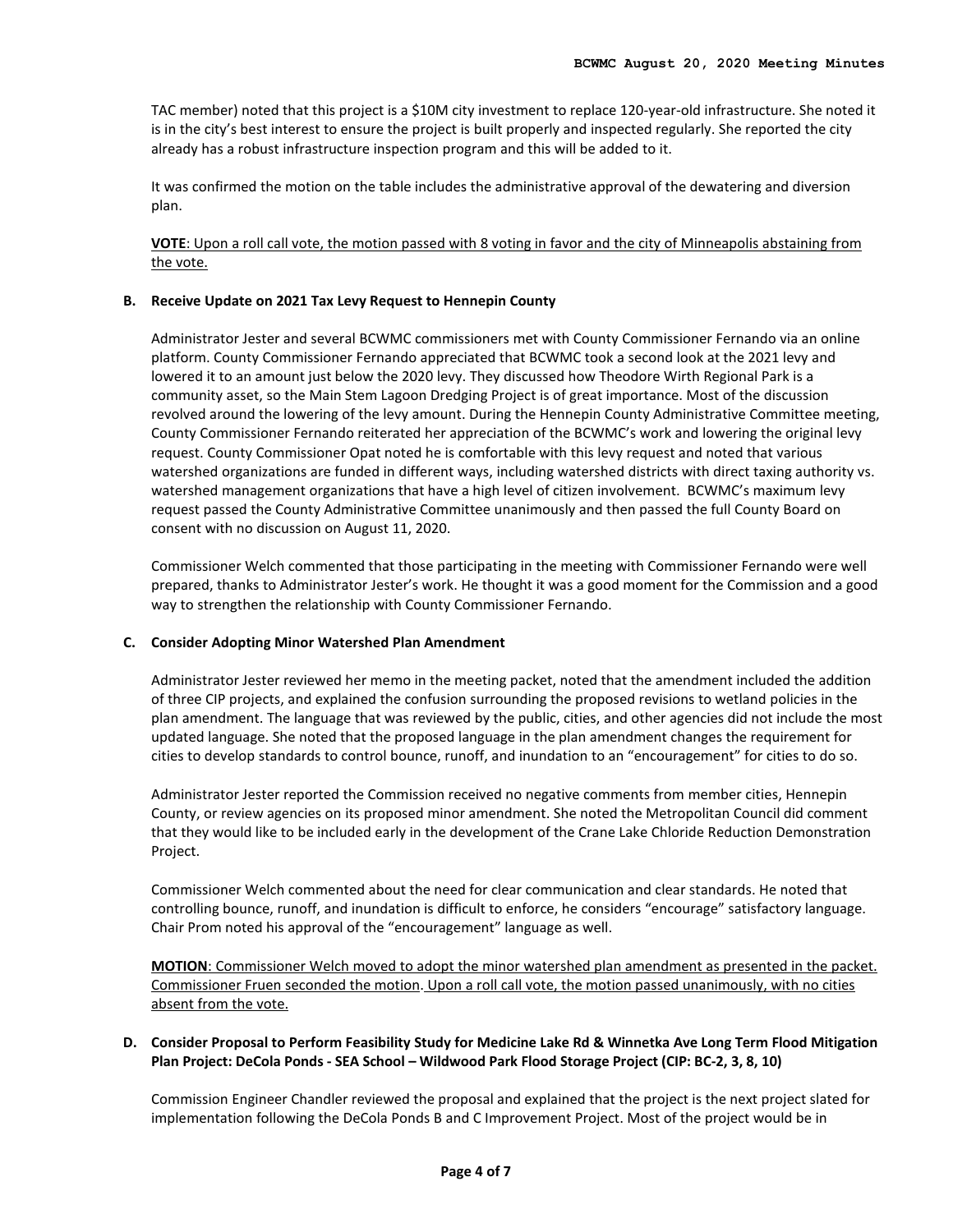TAC member) noted that this project is a $10M city investment to replace 120-year-old infrastructure. She noted it is in the city's best interest to ensure the project is built properly and inspected regularly. She reported the city already has a robust infrastructure inspection program and this will be added to it.

It was confirmed the motion on the table includes the administrative approval of the dewatering and diversion plan.

<u>**VOTE**: Upon a roll call vote, the motion passed with 8 voting in favor and the city of Minneapolis abstaining from the vote.</u>

**B. Receive Update on 2021 Tax Levy Request to Hennepin County**

Administrator Jester and several BCWMC commissioners met with County Commissioner Fernando via an online platform. County Commissioner Fernando appreciated that BCWMC took a second look at the 2021 levy and lowered it to an amount just below the 2020 levy. They discussed how Theodore Wirth Regional Park is a community asset, so the Main Stem Lagoon Dredging Project is of great importance. Most of the discussion revolved around the lowering of the levy amount. During the Hennepin County Administrative Committee meeting, County Commissioner Fernando reiterated her appreciation of the BCWMC's work and lowering the original levy request. County Commissioner Opat noted he is comfortable with this levy request and noted that various watershed organizations are funded in different ways, including watershed districts with direct taxing authority vs. watershed management organizations that have a high level of citizen involvement. BCWMC's maximum levy request passed the County Administrative Committee unanimously and then passed the full County Board on consent with no discussion on August 11, 2020.

Commissioner Welch commented that those participating in the meeting with Commissioner Fernando were well prepared, thanks to Administrator Jester's work. He thought it was a good moment for the Commission and a good way to strengthen the relationship with County Commissioner Fernando.

**C. Consider Adopting Minor Watershed Plan Amendment**

Administrator Jester reviewed her memo in the meeting packet, noted that the amendment included the addition of three CIP projects, and explained the confusion surrounding the proposed revisions to wetland policies in the plan amendment. The language that was reviewed by the public, cities, and other agencies did not include the most updated language. She noted that the proposed language in the plan amendment changes the requirement for cities to develop standards to control bounce, runoff, and inundation to an "encouragement" for cities to do so.

Administrator Jester reported the Commission received no negative comments from member cities, Hennepin County, or review agencies on its proposed minor amendment. She noted the Metropolitan Council did comment that they would like to be included early in the development of the Crane Lake Chloride Reduction Demonstration Project.

Commissioner Welch commented about the need for clear communication and clear standards. He noted that controlling bounce, runoff, and inundation is difficult to enforce, he considers "encourage" satisfactory language. Chair Prom noted his approval of the "encouragement" language as well.

<u>**MOTION**: Commissioner Welch moved to adopt the minor watershed plan amendment as presented in the packet. Commissioner Fruen seconded the motion. Upon a roll call vote, the motion passed unanimously, with no cities absent from the vote.</u>

**D. Consider Proposal to Perform Feasibility Study for Medicine Lake Rd & Winnetka Ave Long Term Flood Mitigation Plan Project: DeCola Ponds - SEA School – Wildwood Park Flood Storage Project (CIP: BC-2, 3, 8, 10)**

Commission Engineer Chandler reviewed the proposal and explained that the project is the next project slated for implementation following the DeCola Ponds B and C Improvement Project. Most of the project would be in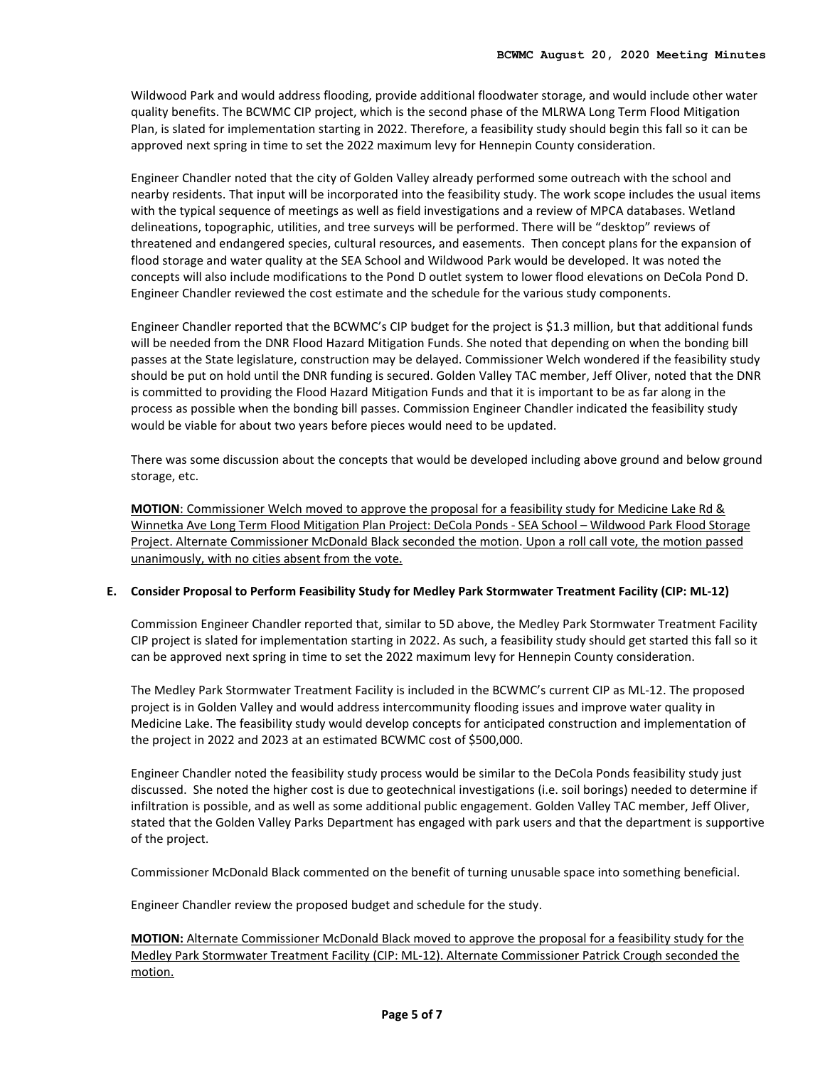Wildwood Park and would address flooding, provide additional floodwater storage, and would include other water quality benefits. The BCWMC CIP project, which is the second phase of the MLRWA Long Term Flood Mitigation Plan, is slated for implementation starting in 2022. Therefore, a feasibility study should begin this fall so it can be approved next spring in time to set the 2022 maximum levy for Hennepin County consideration.

Engineer Chandler noted that the city of Golden Valley already performed some outreach with the school and nearby residents. That input will be incorporated into the feasibility study. The work scope includes the usual items with the typical sequence of meetings as well as field investigations and a review of MPCA databases. Wetland delineations, topographic, utilities, and tree surveys will be performed. There will be "desktop" reviews of threatened and endangered species, cultural resources, and easements. Then concept plans for the expansion of flood storage and water quality at the SEA School and Wildwood Park would be developed. It was noted the concepts will also include modifications to the Pond D outlet system to lower flood elevations on DeCola Pond D. Engineer Chandler reviewed the cost estimate and the schedule for the various study components.

Engineer Chandler reported that the BCWMC's CIP budget for the project is $1.3 million, but that additional funds will be needed from the DNR Flood Hazard Mitigation Funds. She noted that depending on when the bonding bill passes at the State legislature, construction may be delayed. Commissioner Welch wondered if the feasibility study should be put on hold until the DNR funding is secured. Golden Valley TAC member, Jeff Oliver, noted that the DNR is committed to providing the Flood Hazard Mitigation Funds and that it is important to be as far along in the process as possible when the bonding bill passes. Commission Engineer Chandler indicated the feasibility study would be viable for about two years before pieces would need to be updated.

There was some discussion about the concepts that would be developed including above ground and below ground storage, etc.

<u>**MOTION**: Commissioner Welch moved to approve the proposal for a feasibility study for Medicine Lake Rd & Winnetka Ave Long Term Flood Mitigation Plan Project: DeCola Ponds - SEA School – Wildwood Park Flood Storage Project. Alternate Commissioner McDonald Black seconded the motion. Upon a roll call vote, the motion passed unanimously, with no cities absent from the vote.</u>

**E. Consider Proposal to Perform Feasibility Study for Medley Park Stormwater Treatment Facility (CIP: ML-12)**

Commission Engineer Chandler reported that, similar to 5D above, the Medley Park Stormwater Treatment Facility CIP project is slated for implementation starting in 2022. As such, a feasibility study should get started this fall so it can be approved next spring in time to set the 2022 maximum levy for Hennepin County consideration.

The Medley Park Stormwater Treatment Facility is included in the BCWMC's current CIP as ML-12. The proposed project is in Golden Valley and would address intercommunity flooding issues and improve water quality in Medicine Lake. The feasibility study would develop concepts for anticipated construction and implementation of the project in 2022 and 2023 at an estimated BCWMC cost of $500,000.

Engineer Chandler noted the feasibility study process would be similar to the DeCola Ponds feasibility study just discussed. She noted the higher cost is due to geotechnical investigations (i.e. soil borings) needed to determine if infiltration is possible, and as well as some additional public engagement. Golden Valley TAC member, Jeff Oliver, stated that the Golden Valley Parks Department has engaged with park users and that the department is supportive of the project.

Commissioner McDonald Black commented on the benefit of turning unusable space into something beneficial.

Engineer Chandler review the proposed budget and schedule for the study.

<u>**MOTION:** Alternate Commissioner McDonald Black moved to approve the proposal for a feasibility study for the Medley Park Stormwater Treatment Facility (CIP: ML-12). Alternate Commissioner Patrick Crough seconded the motion.</u>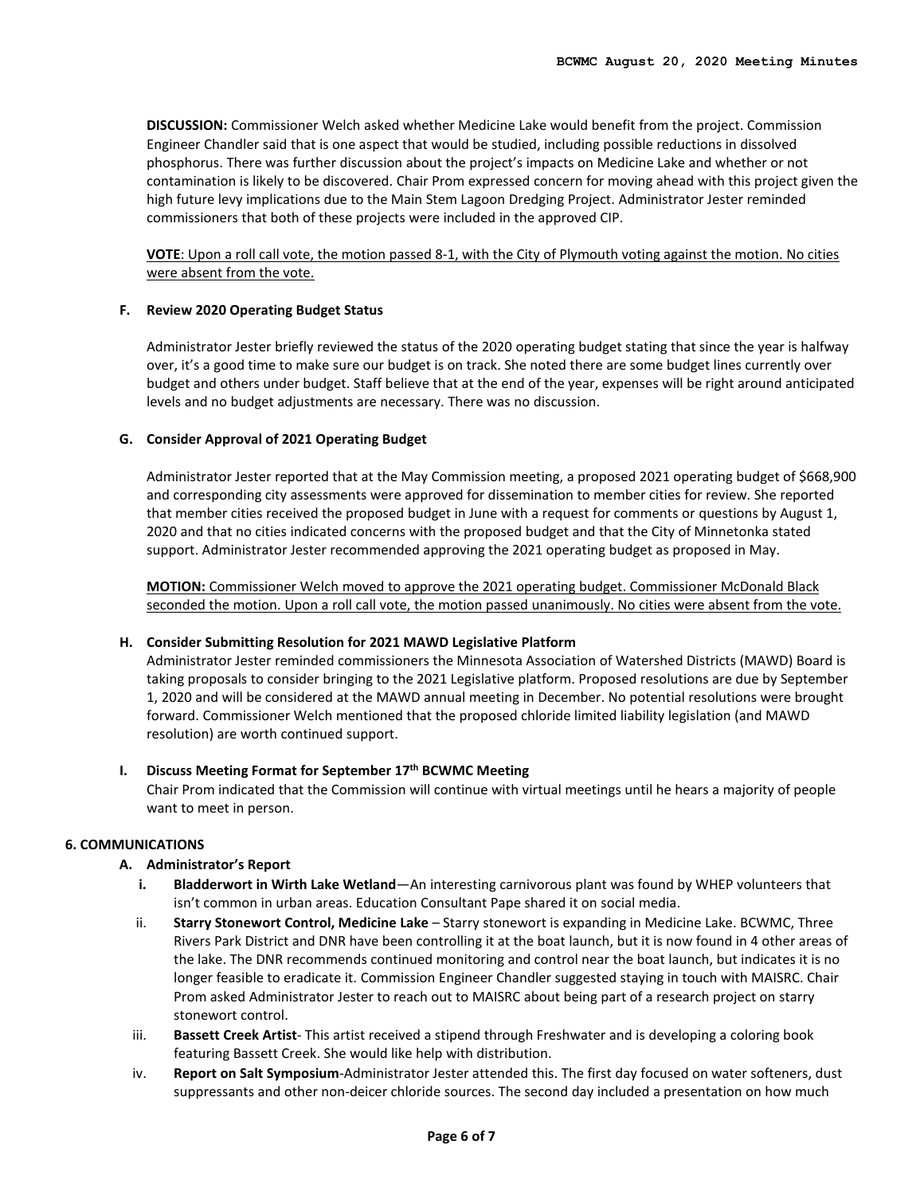**DISCUSSION:** Commissioner Welch asked whether Medicine Lake would benefit from the project. Commission Engineer Chandler said that is one aspect that would be studied, including possible reductions in dissolved phosphorus. There was further discussion about the project's impacts on Medicine Lake and whether or not contamination is likely to be discovered. Chair Prom expressed concern for moving ahead with this project given the high future levy implications due to the Main Stem Lagoon Dredging Project. Administrator Jester reminded commissioners that both of these projects were included in the approved CIP.

**VOTE**: Upon a roll call vote, the motion passed 8-1, with the City of Plymouth voting against the motion. No cities were absent from the vote.

### F. Review 2020 Operating Budget Status

Administrator Jester briefly reviewed the status of the 2020 operating budget stating that since the year is halfway over, it's a good time to make sure our budget is on track. She noted there are some budget lines currently over budget and others under budget. Staff believe that at the end of the year, expenses will be right around anticipated levels and no budget adjustments are necessary. There was no discussion.

### G. Consider Approval of 2021 Operating Budget

Administrator Jester reported that at the May Commission meeting, a proposed 2021 operating budget of $668,900 and corresponding city assessments were approved for dissemination to member cities for review. She reported that member cities received the proposed budget in June with a request for comments or questions by August 1, 2020 and that no cities indicated concerns with the proposed budget and that the City of Minnetonka stated support. Administrator Jester recommended approving the 2021 operating budget as proposed in May.

**MOTION:** Commissioner Welch moved to approve the 2021 operating budget. Commissioner McDonald Black seconded the motion. Upon a roll call vote, the motion passed unanimously. No cities were absent from the vote.

### H. Consider Submitting Resolution for 2021 MAWD Legislative Platform

Administrator Jester reminded commissioners the Minnesota Association of Watershed Districts (MAWD) Board is taking proposals to consider bringing to the 2021 Legislative platform. Proposed resolutions are due by September 1, 2020 and will be considered at the MAWD annual meeting in December. No potential resolutions were brought forward. Commissioner Welch mentioned that the proposed chloride limited liability legislation (and MAWD resolution) are worth continued support.

### I. Discuss Meeting Format for September 17th BCWMC Meeting

Chair Prom indicated that the Commission will continue with virtual meetings until he hears a majority of people want to meet in person.

## 6. COMMUNICATIONS

### A. Administrator's Report

i. **Bladderwort in Wirth Lake Wetland**—An interesting carnivorous plant was found by WHEP volunteers that isn't common in urban areas. Education Consultant Pape shared it on social media.

ii. **Starry Stonewort Control, Medicine Lake** – Starry stonewort is expanding in Medicine Lake. BCWMC, Three Rivers Park District and DNR have been controlling it at the boat launch, but it is now found in 4 other areas of the lake. The DNR recommends continued monitoring and control near the boat launch, but indicates it is no longer feasible to eradicate it. Commission Engineer Chandler suggested staying in touch with MAISRC. Chair Prom asked Administrator Jester to reach out to MAISRC about being part of a research project on starry stonewort control.

iii. **Bassett Creek Artist**- This artist received a stipend through Freshwater and is developing a coloring book featuring Bassett Creek. She would like help with distribution.

iv. **Report on Salt Symposium**-Administrator Jester attended this. The first day focused on water softeners, dust suppressants and other non-deicer chloride sources. The second day included a presentation on how much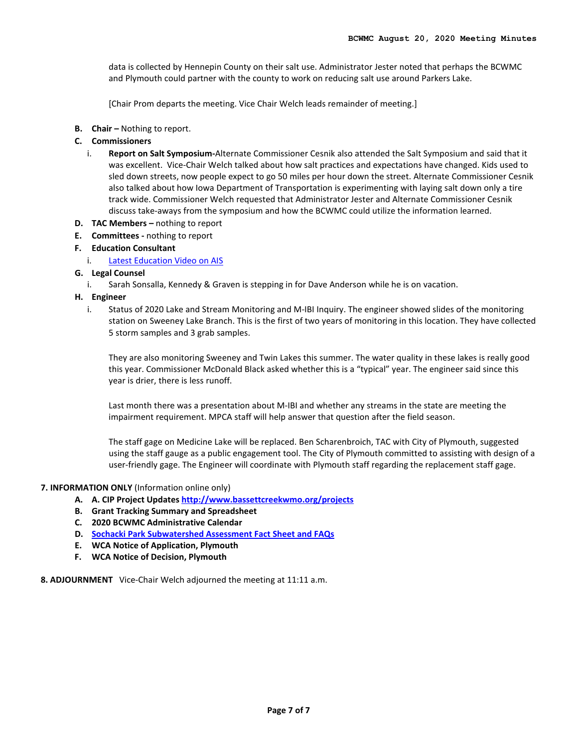data is collected by Hennepin County on their salt use. Administrator Jester noted that perhaps the BCWMC and Plymouth could partner with the county to work on reducing salt use around Parkers Lake.

[Chair Prom departs the meeting. Vice Chair Welch leads remainder of meeting.]

**B. Chair –** Nothing to report.

**C. Commissioners**

i. **Report on Salt Symposium-**Alternate Commissioner Cesnik also attended the Salt Symposium and said that it was excellent. Vice-Chair Welch talked about how salt practices and expectations have changed. Kids used to sled down streets, now people expect to go 50 miles per hour down the street. Alternate Commissioner Cesnik also talked about how Iowa Department of Transportation is experimenting with laying salt down only a tire track wide. Commissioner Welch requested that Administrator Jester and Alternate Commissioner Cesnik discuss take-aways from the symposium and how the BCWMC could utilize the information learned.

**D. TAC Members –** nothing to report

**E. Committees -** nothing to report

**F. Education Consultant**

i. Latest Education Video on AIS

**G. Legal Counsel**

i. Sarah Sonsalla, Kennedy & Graven is stepping in for Dave Anderson while he is on vacation.

**H. Engineer**

i. Status of 2020 Lake and Stream Monitoring and M-IBI Inquiry. The engineer showed slides of the monitoring station on Sweeney Lake Branch. This is the first of two years of monitoring in this location. They have collected 5 storm samples and 3 grab samples.

They are also monitoring Sweeney and Twin Lakes this summer. The water quality in these lakes is really good this year. Commissioner McDonald Black asked whether this is a "typical" year. The engineer said since this year is drier, there is less runoff.

Last month there was a presentation about M-IBI and whether any streams in the state are meeting the impairment requirement. MPCA staff will help answer that question after the field season.

The staff gage on Medicine Lake will be replaced. Ben Scharenbroich, TAC with City of Plymouth, suggested using the staff gauge as a public engagement tool. The City of Plymouth committed to assisting with design of a user-friendly gage. The Engineer will coordinate with Plymouth staff regarding the replacement staff gage.

**7. INFORMATION ONLY** (Information online only)

**A. A. CIP Project Updates http://www.bassettcreekwmo.org/projects**

**B. Grant Tracking Summary and Spreadsheet**

**C. 2020 BCWMC Administrative Calendar**

**D. Sochacki Park Subwatershed Assessment Fact Sheet and FAQs**

**E. WCA Notice of Application, Plymouth**

**F. WCA Notice of Decision, Plymouth**

**8. ADJOURNMENT** Vice-Chair Welch adjourned the meeting at 11:11 a.m.